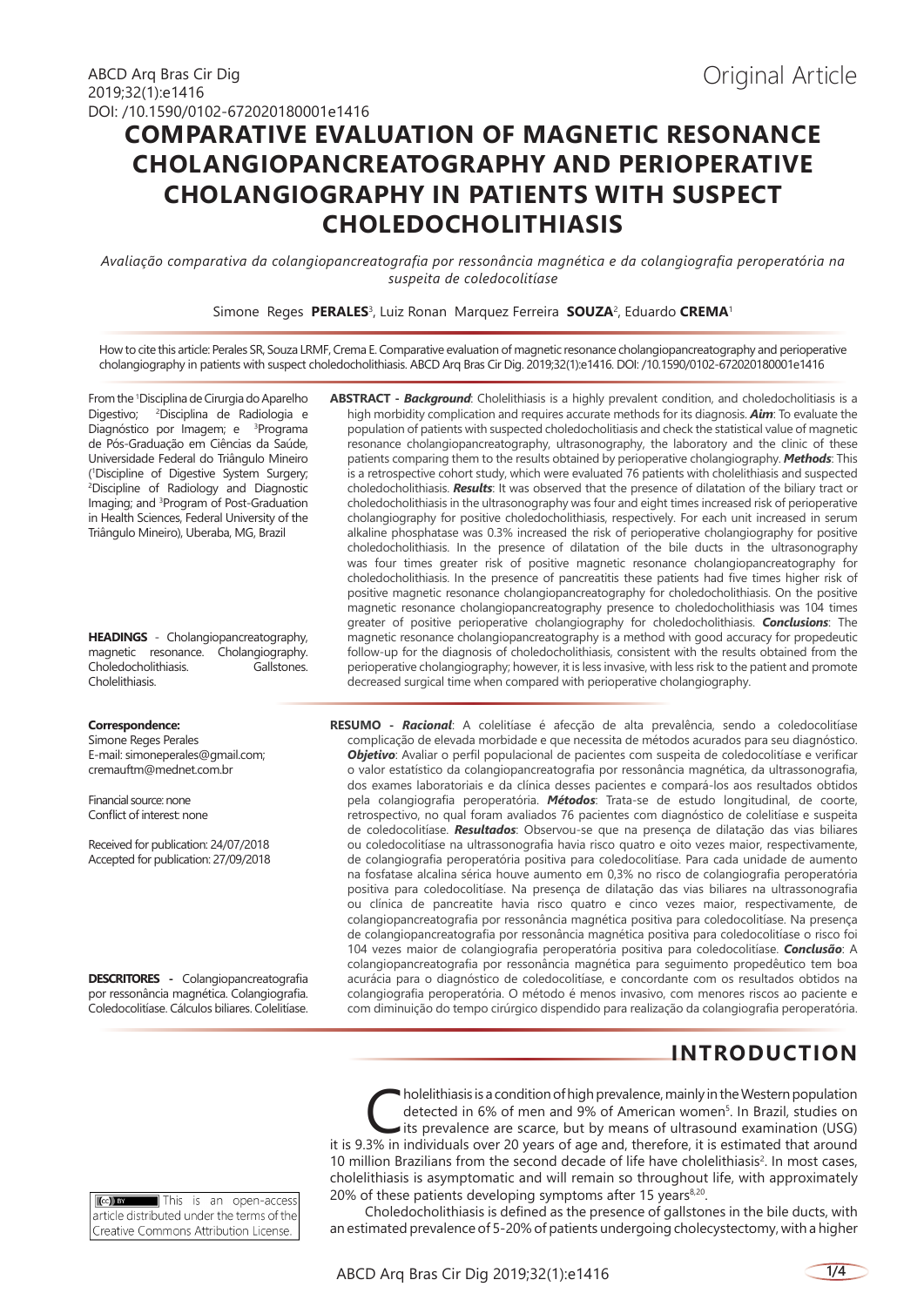Original Article

# COMPARATIVE EVALUATION OF MAGNETIC RESONANCE CHOLANGIOPANCREATOGRAPHY AND PERIOPERATIVE CHOLANGIOGRAPHY IN PATIENTS WITH SUSPECT CHOLEDOCHOLITHIASIS

*Avaliação comparativa da colangiopancreatografia por ressonância magnética e da colangiografia peroperatória na suspeita de coledocolitíase*

Simone Reges **PERALES**[3], Luiz Ronan Marquez Ferreira **SOUZA**[2], Eduardo **CREMA**[1]

How to cite this article: Perales SR, Souza LRMF, Crema E. Comparative evaluation of magnetic resonance cholangiopancreatography and perioperative cholangiography in patients with suspect choledocholithiasis. ABCD Arq Bras Cir Dig. 2019;32(1):e1416. DOI: /10.1590/0102-672020180001e1416

From the [1]Disciplina de Cirurgia do Aparelho Digestivo; [2]Disciplina de Radiologia e Diagnóstico por Imagem; e [3]Programa de Pós-Graduação em Ciências da Saúde, Universidade Federal do Triângulo Mineiro ([1]Discipline of Digestive System Surgery; [2]Discipline of Radiology and Diagnostic Imaging; and [3]Program of Post-Graduation in Health Sciences, Federal University of the Triângulo Mineiro), Uberaba, MG, Brazil

**HEADINGS** - Cholangiopancreatography, magnetic resonance. Cholangiography. Choledocholithiasis. Gallstones. Cholelithiasis.

**Correspondence:**
Simone Reges Perales
E-mail: simoneperales@gmail.com; cremauftm@mednet.com.br

Financial source: none
Conflict of interest: none

Received for publication: 24/07/2018
Accepted for publication: 27/09/2018

**DESCRITORES -** Colangiopancreatografia por ressonância magnética. Colangiografia. Coledocolitíase. Cálculos biliares. Colelitíase.

**ABSTRACT -** ***Background***: Cholelithiasis is a highly prevalent condition, and choledocholitiasis is a high morbidity complication and requires accurate methods for its diagnosis. ***Aim***: To evaluate the population of patients with suspected choledocholitiasis and check the statistical value of magnetic resonance cholangiopancreatography, ultrasonography, the laboratory and the clinic of these patients comparing them to the results obtained by perioperative cholangiography. ***Methods***: This is a retrospective cohort study, which were evaluated 76 patients with cholelithiasis and suspected choledocholithiasis. ***Results***: It was observed that the presence of dilatation of the biliary tract or choledocholithiasis in the ultrasonography was four and eight times increased risk of perioperative cholangiography for positive choledocholithiasis, respectively. For each unit increased in serum alkaline phosphatase was 0.3% increased the risk of perioperative cholangiography for positive choledocholithiasis. In the presence of dilatation of the bile ducts in the ultrasonography was four times greater risk of positive magnetic resonance cholangiopancreatography for choledocholithiasis. In the presence of pancreatitis these patients had five times higher risk of positive magnetic resonance cholangiopancreatography for choledocholithiasis. On the positive magnetic resonance cholangiopancreatography presence to choledocholithiasis was 104 times greater of positive perioperative cholangiography for choledocholithiasis. ***Conclusions***: The magnetic resonance cholangiopancreatography is a method with good accuracy for propedeutic follow-up for the diagnosis of choledocholithiasis, consistent with the results obtained from the perioperative cholangiography; however, it is less invasive, with less risk to the patient and promote decreased surgical time when compared with perioperative cholangiography.

**RESUMO -** ***Racional***: A colelitíase é afecção de alta prevalência, sendo a coledocolitíase complicação de elevada morbidade e que necessita de métodos acurados para seu diagnóstico. ***Objetivo***: Avaliar o perfil populacional de pacientes com suspeita de coledocolitíase e verificar o valor estatístico da colangiopancreatografia por ressonância magnética, da ultrassonografia, dos exames laboratoriais e da clínica desses pacientes e compará-los aos resultados obtidos pela colangiografia peroperatória. ***Métodos***: Trata-se de estudo longitudinal, de coorte, retrospectivo, no qual foram avaliados 76 pacientes com diagnóstico de colelitíase e suspeita de coledocolitíase. ***Resultados***: Observou-se que na presença de dilatação das vias biliares ou coledocolitíase na ultrassonografia havia risco quatro e oito vezes maior, respectivamente, de colangiografia peroperatória positiva para coledocolitíase. Para cada unidade de aumento na fosfatase alcalina sérica houve aumento em 0,3% no risco de colangiografia peroperatória positiva para coledocolitíase. Na presença de dilatação das vias biliares na ultrassonografia ou clínica de pancreatite havia risco quatro e cinco vezes maior, respectivamente, de colangiopancreatografia por ressonância magnética positiva para coledocolitíase. Na presença de colangiopancreatografia por ressonância magnética positiva para coledocolitíase o risco foi 104 vezes maior de colangiografia peroperatória positiva para coledocolitíase. ***Conclusão***: A colangiopancreatografia por ressonância magnética para seguimento propedêutico tem boa acurácia para o diagnóstico de coledocolitíase, e concordante com os resultados obtidos na colangiografia peroperatória. O método é menos invasivo, com menores riscos ao paciente e com diminuição do tempo cirúrgico dispendido para realização da colangiografia peroperatória.

This is an open-access article distributed under the terms of the Creative Commons Attribution License.

## INTRODUCTION

Cholelithiasis is a condition of high prevalence, mainly in the Western population detected in 6% of men and 9% of American women[5]. In Brazil, studies on its prevalence are scarce, but by means of ultrasound examination (USG) it is 9.3% in individuals over 20 years of age and, therefore, it is estimated that around 10 million Brazilians from the second decade of life have cholelithiasis[2]. In most cases, cholelithiasis is asymptomatic and will remain so throughout life, with approximately 20% of these patients developing symptoms after 15 years[8,20].

Choledocholithiasis is defined as the presence of gallstones in the bile ducts, with an estimated prevalence of 5-20% of patients undergoing cholecystectomy, with a higher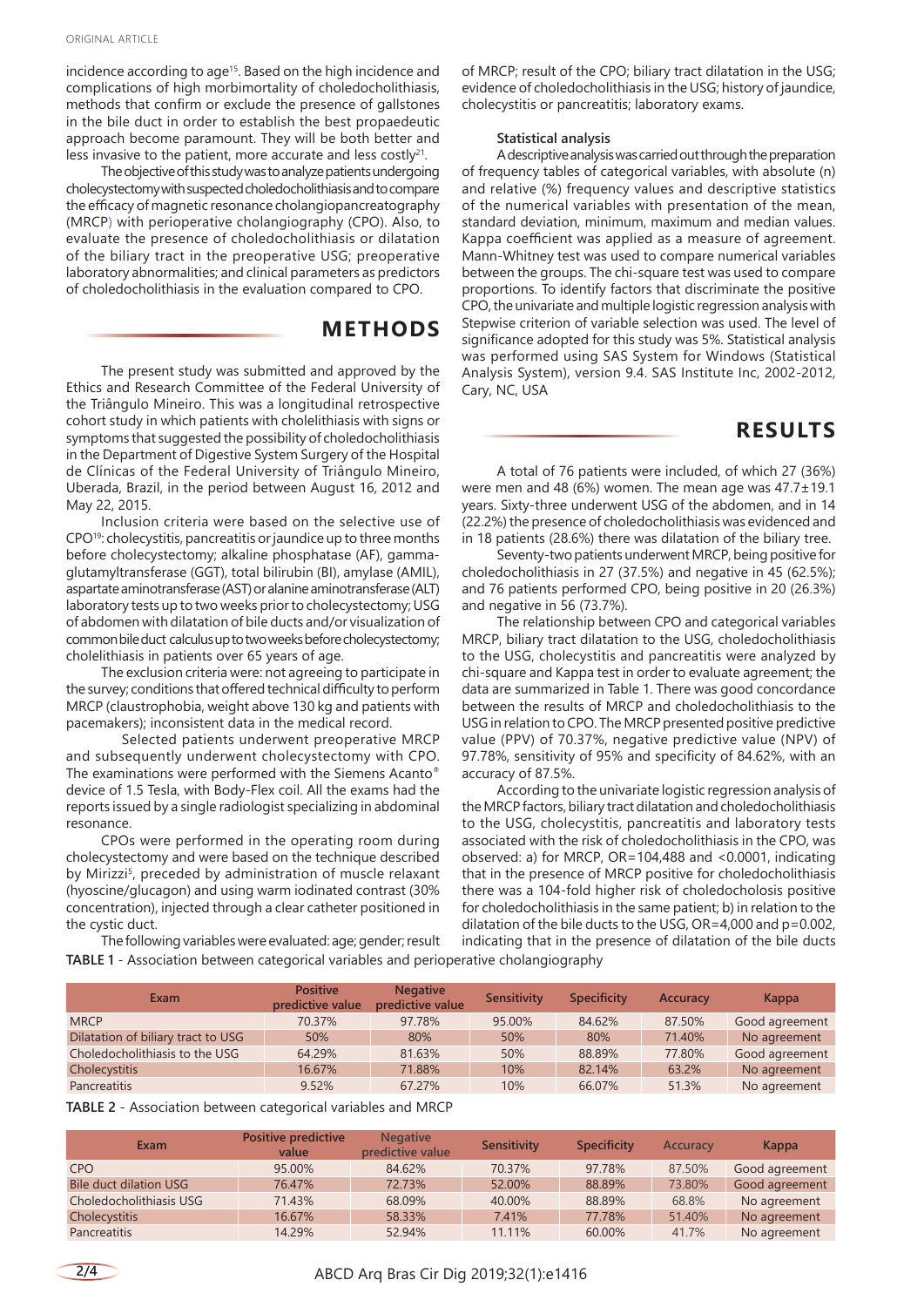incidence according to age[15]. Based on the high incidence and complications of high morbimortality of choledocholithiasis, methods that confirm or exclude the presence of gallstones in the bile duct in order to establish the best propaedeutic approach become paramount. They will be both better and less invasive to the patient, more accurate and less costly[21].

The objective of this study was to analyze patients undergoing cholecystectomy with suspected choledocholithiasis and to compare the efficacy of magnetic resonance cholangiopancreatography (MRCP) with perioperative cholangiography (CPO). Also, to evaluate the presence of choledocholithiasis or dilatation of the biliary tract in the preoperative USG; preoperative laboratory abnormalities; and clinical parameters as predictors of choledocholithiasis in the evaluation compared to CPO.

## METHODS

The present study was submitted and approved by the Ethics and Research Committee of the Federal University of the Triângulo Mineiro. This was a longitudinal retrospective cohort study in which patients with cholelithiasis with signs or symptoms that suggested the possibility of choledocholithiasis in the Department of Digestive System Surgery of the Hospital de Clínicas of the Federal University of Triângulo Mineiro, Uberada, Brazil, in the period between August 16, 2012 and May 22, 2015.

Inclusion criteria were based on the selective use of CPO[19]: cholecystitis, pancreatitis or jaundice up to three months before cholecystectomy; alkaline phosphatase (AF), gamma-glutamyltransferase (GGT), total bilirubin (BI), amylase (AMIL), aspartate aminotransferase (AST) or alanine aminotransferase (ALT) laboratory tests up to two weeks prior to cholecystectomy; USG of abdomen with dilatation of bile ducts and/or visualization of common bile duct calculus up to two weeks before cholecystectomy; cholelithiasis in patients over 65 years of age.

The exclusion criteria were: not agreeing to participate in the survey; conditions that offered technical difficulty to perform MRCP (claustrophobia, weight above 130 kg and patients with pacemakers); inconsistent data in the medical record.

Selected patients underwent preoperative MRCP and subsequently underwent cholecystectomy with CPO. The examinations were performed with the Siemens Acanto® device of 1.5 Tesla, with Body-Flex coil. All the exams had the reports issued by a single radiologist specializing in abdominal resonance.

CPOs were performed in the operating room during cholecystectomy and were based on the technique described by Mirizzi[5], preceded by administration of muscle relaxant (hyoscine/glucagon) and using warm iodinated contrast (30% concentration), injected through a clear catheter positioned in the cystic duct.

The following variables were evaluated: age; gender; result of MRCP; result of the CPO; biliary tract dilatation in the USG; evidence of choledocholithiasis in the USG; history of jaundice, cholecystitis or pancreatitis; laboratory exams.

### Statistical analysis

A descriptive analysis was carried out through the preparation of frequency tables of categorical variables, with absolute (n) and relative (%) frequency values and descriptive statistics of the numerical variables with presentation of the mean, standard deviation, minimum, maximum and median values. Kappa coefficient was applied as a measure of agreement. Mann-Whitney test was used to compare numerical variables between the groups. The chi-square test was used to compare proportions. To identify factors that discriminate the positive CPO, the univariate and multiple logistic regression analysis with Stepwise criterion of variable selection was used. The level of significance adopted for this study was 5%. Statistical analysis was performed using SAS System for Windows (Statistical Analysis System), version 9.4. SAS Institute Inc, 2002-2012, Cary, NC, USA

## RESULTS

A total of 76 patients were included, of which 27 (36%) were men and 48 (6%) women. The mean age was 47.7±19.1 years. Sixty-three underwent USG of the abdomen, and in 14 (22.2%) the presence of choledocholithiasis was evidenced and in 18 patients (28.6%) there was dilatation of the biliary tree.

Seventy-two patients underwent MRCP, being positive for choledocholithiasis in 27 (37.5%) and negative in 45 (62.5%); and 76 patients performed CPO, being positive in 20 (26.3%) and negative in 56 (73.7%).

The relationship between CPO and categorical variables MRCP, biliary tract dilatation to the USG, choledocholithiasis to the USG, cholecystitis and pancreatitis were analyzed by chi-square and Kappa test in order to evaluate agreement; the data are summarized in Table 1. There was good concordance between the results of MRCP and choledocholithiasis to the USG in relation to CPO. The MRCP presented positive predictive value (PPV) of 70.37%, negative predictive value (NPV) of 97.78%, sensitivity of 95% and specificity of 84.62%, with an accuracy of 87.5%.

According to the univariate logistic regression analysis of the MRCP factors, biliary tract dilatation and choledocholithiasis to the USG, cholecystitis, pancreatitis and laboratory tests associated with the risk of choledocholithiasis in the CPO, was observed: a) for MRCP, OR=104,488 and <0.0001, indicating that in the presence of MRCP positive for choledocholithiasis there was a 104-fold higher risk of choledocholosis positive for choledocholithiasis in the same patient; b) in relation to the dilatation of the bile ducts to the USG, OR=4,000 and p=0.002, indicating that in the presence of dilatation of the bile ducts

**TABLE 1** - Association between categorical variables and perioperative cholangiography

| Exam | Positive predictive value | Negative predictive value | Sensitivity | Specificity | Accuracy | Kappa |
|---|---|---|---|---|---|---|
| MRCP | 70.37% | 97.78% | 95.00% | 84.62% | 87.50% | Good agreement |
| Dilatation of biliary tract to USG | 50% | 80% | 50% | 80% | 71.40% | No agreement |
| Choledocholithiasis to the USG | 64.29% | 81.63% | 50% | 88.89% | 77.80% | Good agreement |
| Cholecystitis | 16.67% | 71.88% | 10% | 82.14% | 63.2% | No agreement |
| Pancreatitis | 9.52% | 67.27% | 10% | 66.07% | 51.3% | No agreement |

**TABLE 2** - Association between categorical variables and MRCP

| Exam | Positive predictive value | Negative predictive value | Sensitivity | Specificity | Accuracy | Kappa |
|---|---|---|---|---|---|---|
| CPO | 95.00% | 84.62% | 70.37% | 97.78% | 87.50% | Good agreement |
| Bile duct dilation USG | 76.47% | 72.73% | 52.00% | 88.89% | 73.80% | Good agreement |
| Choledocholithiasis USG | 71.43% | 68.09% | 40.00% | 88.89% | 68.8% | No agreement |
| Cholecystitis | 16.67% | 58.33% | 7.41% | 77.78% | 51.40% | No agreement |
| Pancreatitis | 14.29% | 52.94% | 11.11% | 60.00% | 41.7% | No agreement |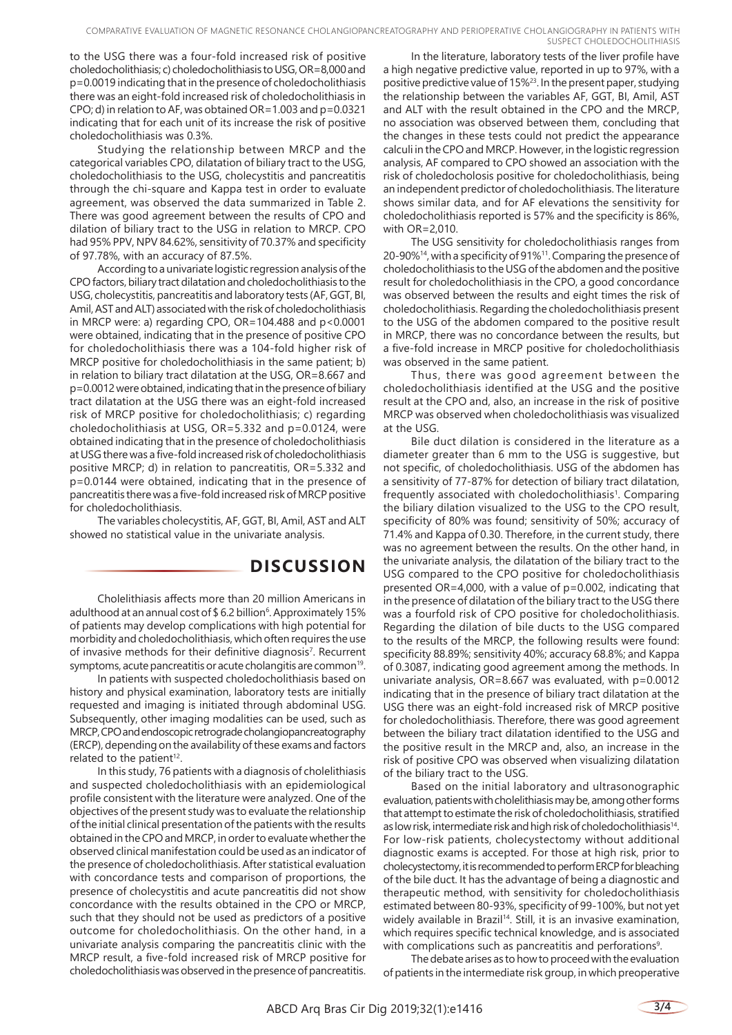to the USG there was a four-fold increased risk of positive choledocholithiasis; c) choledocholithiasis to USG, OR=8,000 and p=0.0019 indicating that in the presence of choledocholithiasis there was an eight-fold increased risk of choledocholithiasis in CPO; d) in relation to AF, was obtained OR=1.003 and p=0.0321 indicating that for each unit of its increase the risk of positive choledocholithiasis was 0.3%.

Studying the relationship between MRCP and the categorical variables CPO, dilatation of biliary tract to the USG, choledocholithiasis to the USG, cholecystitis and pancreatitis through the chi-square and Kappa test in order to evaluate agreement, was observed the data summarized in Table 2. There was good agreement between the results of CPO and dilation of biliary tract to the USG in relation to MRCP. CPO had 95% PPV, NPV 84.62%, sensitivity of 70.37% and specificity of 97.78%, with an accuracy of 87.5%.

According to a univariate logistic regression analysis of the CPO factors, biliary tract dilatation and choledocholithiasis to the USG, cholecystitis, pancreatitis and laboratory tests (AF, GGT, BI, Amil, AST and ALT) associated with the risk of choledocholithiasis in MRCP were: a) regarding CPO, OR=104.488 and p<0.0001 were obtained, indicating that in the presence of positive CPO for choledocholithiasis there was a 104-fold higher risk of MRCP positive for choledocholithiasis in the same patient; b) in relation to biliary tract dilatation at the USG, OR=8.667 and p=0.0012 were obtained, indicating that in the presence of biliary tract dilatation at the USG there was an eight-fold increased risk of MRCP positive for choledocholithiasis; c) regarding choledocholithiasis at USG, OR=5.332 and p=0.0124, were obtained indicating that in the presence of choledocholithiasis at USG there was a five-fold increased risk of choledocholithiasis positive MRCP; d) in relation to pancreatitis, OR=5.332 and p=0.0144 were obtained, indicating that in the presence of pancreatitis there was a five-fold increased risk of MRCP positive for choledocholithiasis.

The variables cholecystitis, AF, GGT, BI, Amil, AST and ALT showed no statistical value in the univariate analysis.

## DISCUSSION

Cholelithiasis affects more than 20 million Americans in adulthood at an annual cost of $ 6.2 billion[6]. Approximately 15% of patients may develop complications with high potential for morbidity and choledocholithiasis, which often requires the use of invasive methods for their definitive diagnosis[7]. Recurrent symptoms, acute pancreatitis or acute cholangitis are common[19].

In patients with suspected choledocholithiasis based on history and physical examination, laboratory tests are initially requested and imaging is initiated through abdominal USG. Subsequently, other imaging modalities can be used, such as MRCP, CPO and endoscopic retrograde cholangiopancreatography (ERCP), depending on the availability of these exams and factors related to the patient[12].

In this study, 76 patients with a diagnosis of cholelithiasis and suspected choledocholithiasis with an epidemiological profile consistent with the literature were analyzed. One of the objectives of the present study was to evaluate the relationship of the initial clinical presentation of the patients with the results obtained in the CPO and MRCP, in order to evaluate whether the observed clinical manifestation could be used as an indicator of the presence of choledocholithiasis. After statistical evaluation with concordance tests and comparison of proportions, the presence of cholecystitis and acute pancreatitis did not show concordance with the results obtained in the CPO or MRCP, such that they should not be used as predictors of a positive outcome for choledocholithiasis. On the other hand, in a univariate analysis comparing the pancreatitis clinic with the MRCP result, a five-fold increased risk of MRCP positive for choledocholithiasis was observed in the presence of pancreatitis.

In the literature, laboratory tests of the liver profile have a high negative predictive value, reported in up to 97%, with a positive predictive value of 15%[23]. In the present paper, studying the relationship between the variables AF, GGT, BI, Amil, AST and ALT with the result obtained in the CPO and the MRCP, no association was observed between them, concluding that the changes in these tests could not predict the appearance calculi in the CPO and MRCP. However, in the logistic regression analysis, AF compared to CPO showed an association with the risk of choledocholosis positive for choledocholithiasis, being an independent predictor of choledocholithiasis. The literature shows similar data, and for AF elevations the sensitivity for choledocholithiasis reported is 57% and the specificity is 86%, with OR=2,010.

The USG sensitivity for choledocholithiasis ranges from 20-90%[14], with a specificity of 91%[11]. Comparing the presence of choledocholithiasis to the USG of the abdomen and the positive result for choledocholithiasis in the CPO, a good concordance was observed between the results and eight times the risk of choledocholithiasis. Regarding the choledocholithiasis present to the USG of the abdomen compared to the positive result in MRCP, there was no concordance between the results, but a five-fold increase in MRCP positive for choledocholithiasis was observed in the same patient.

Thus, there was good agreement between the choledocholithiasis identified at the USG and the positive result at the CPO and, also, an increase in the risk of positive MRCP was observed when choledocholithiasis was visualized at the USG.

Bile duct dilation is considered in the literature as a diameter greater than 6 mm to the USG is suggestive, but not specific, of choledocholithiasis. USG of the abdomen has a sensitivity of 77-87% for detection of biliary tract dilatation, frequently associated with choledocholithiasis[1]. Comparing the biliary dilation visualized to the USG to the CPO result, specificity of 80% was found; sensitivity of 50%; accuracy of 71.4% and Kappa of 0.30. Therefore, in the current study, there was no agreement between the results. On the other hand, in the univariate analysis, the dilatation of the biliary tract to the USG compared to the CPO positive for choledocholithiasis presented OR=4,000, with a value of p=0.002, indicating that in the presence of dilatation of the biliary tract to the USG there was a fourfold risk of CPO positive for choledocholithiasis. Regarding the dilation of bile ducts to the USG compared to the results of the MRCP, the following results were found: specificity 88.89%; sensitivity 40%; accuracy 68.8%; and Kappa of 0.3087, indicating good agreement among the methods. In univariate analysis, OR=8.667 was evaluated, with p=0.0012 indicating that in the presence of biliary tract dilatation at the USG there was an eight-fold increased risk of MRCP positive for choledocholithiasis. Therefore, there was good agreement between the biliary tract dilatation identified to the USG and the positive result in the MRCP and, also, an increase in the risk of positive CPO was observed when visualizing dilatation of the biliary tract to the USG.

Based on the initial laboratory and ultrasonographic evaluation, patients with cholelithiasis may be, among other forms that attempt to estimate the risk of choledocholithiasis, stratified as low risk, intermediate risk and high risk of choledocholithiasis[14]. For low-risk patients, cholecystectomy without additional diagnostic exams is accepted. For those at high risk, prior to cholecystectomy, it is recommended to perform ERCP for bleaching of the bile duct. It has the advantage of being a diagnostic and therapeutic method, with sensitivity for choledocholithiasis estimated between 80-93%, specificity of 99-100%, but not yet widely available in Brazil[14]. Still, it is an invasive examination, which requires specific technical knowledge, and is associated with complications such as pancreatitis and perforations[9].

The debate arises as to how to proceed with the evaluation of patients in the intermediate risk group, in which preoperative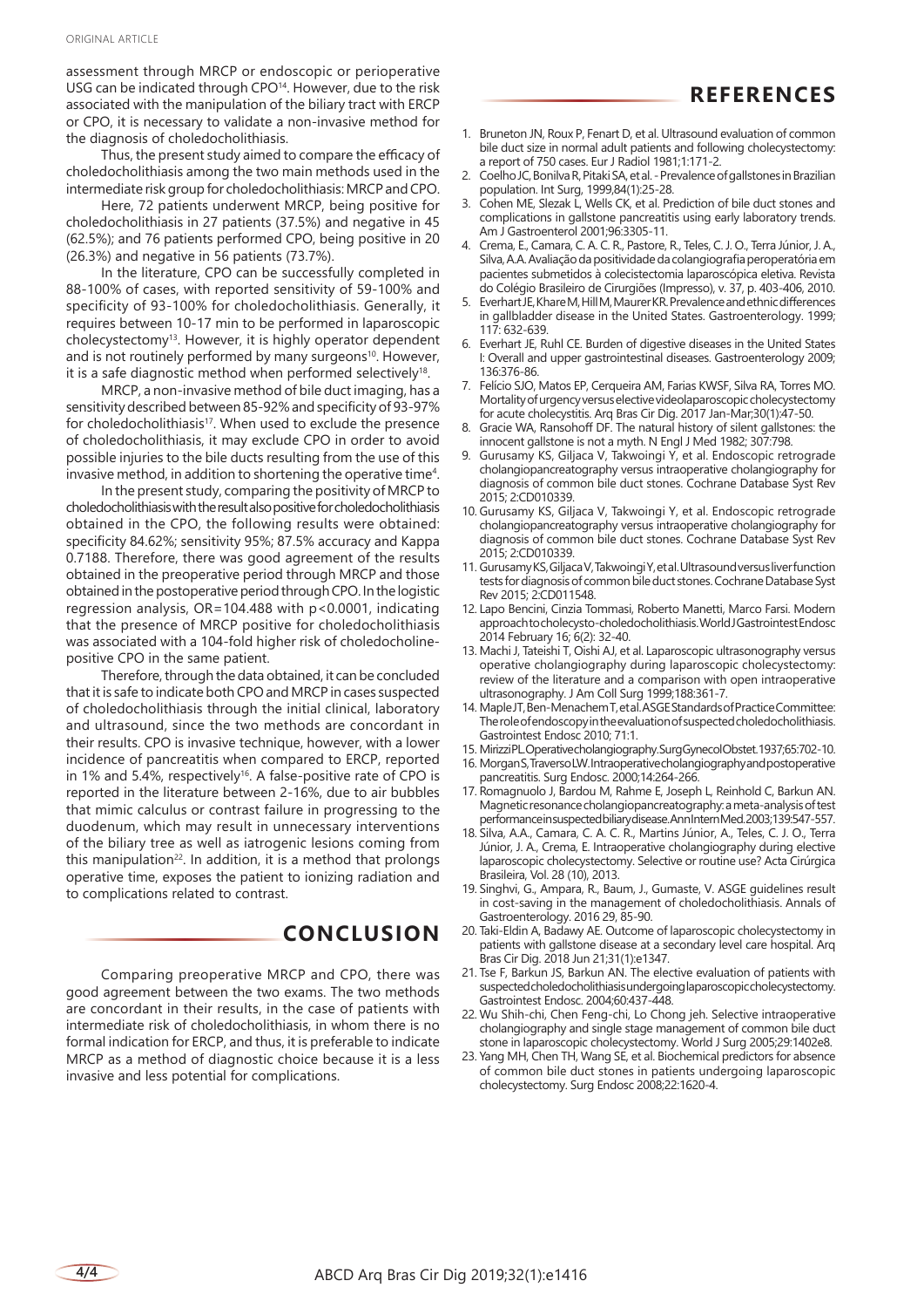assessment through MRCP or endoscopic or perioperative USG can be indicated through CPO[14]. However, due to the risk associated with the manipulation of the biliary tract with ERCP or CPO, it is necessary to validate a non-invasive method for the diagnosis of choledocholithiasis.

Thus, the present study aimed to compare the efficacy of choledocholithiasis among the two main methods used in the intermediate risk group for choledocholithiasis: MRCP and CPO.

Here, 72 patients underwent MRCP, being positive for choledocholithiasis in 27 patients (37.5%) and negative in 45 (62.5%); and 76 patients performed CPO, being positive in 20 (26.3%) and negative in 56 patients (73.7%).

In the literature, CPO can be successfully completed in 88-100% of cases, with reported sensitivity of 59-100% and specificity of 93-100% for choledocholithiasis. Generally, it requires between 10-17 min to be performed in laparoscopic cholecystectomy[13]. However, it is highly operator dependent and is not routinely performed by many surgeons[10]. However, it is a safe diagnostic method when performed selectively[18].

MRCP, a non-invasive method of bile duct imaging, has a sensitivity described between 85-92% and specificity of 93-97% for choledocholithiasis[17]. When used to exclude the presence of choledocholithiasis, it may exclude CPO in order to avoid possible injuries to the bile ducts resulting from the use of this invasive method, in addition to shortening the operative time[4].

In the present study, comparing the positivity of MRCP to choledocholithiasis with the result also positive for choledocholithiasis obtained in the CPO, the following results were obtained: specificity 84.62%; sensitivity 95%; 87.5% accuracy and Kappa 0.7188. Therefore, there was good agreement of the results obtained in the preoperative period through MRCP and those obtained in the postoperative period through CPO. In the logistic regression analysis, OR=104.488 with $p<0.0001$, indicating that the presence of MRCP positive for choledocholithiasis was associated with a 104-fold higher risk of choledocholine-positive CPO in the same patient.

Therefore, through the data obtained, it can be concluded that it is safe to indicate both CPO and MRCP in cases suspected of choledocholithiasis through the initial clinical, laboratory and ultrasound, since the two methods are concordant in their results. CPO is invasive technique, however, with a lower incidence of pancreatitis when compared to ERCP, reported in 1% and 5.4%, respectively[16]. A false-positive rate of CPO is reported in the literature between 2-16%, due to air bubbles that mimic calculus or contrast failure in progressing to the duodenum, which may result in unnecessary interventions of the biliary tree as well as iatrogenic lesions coming from this manipulation[22]. In addition, it is a method that prolongs operative time, exposes the patient to ionizing radiation and to complications related to contrast.

## CONCLUSION

Comparing preoperative MRCP and CPO, there was good agreement between the two exams. The two methods are concordant in their results, in the case of patients with intermediate risk of choledocholithiasis, in whom there is no formal indication for ERCP, and thus, it is preferable to indicate MRCP as a method of diagnostic choice because it is a less invasive and less potential for complications.

## REFERENCES

1. Bruneton JN, Roux P, Fenart D, et al. Ultrasound evaluation of common bile duct size in normal adult patients and following cholecystectomy: a report of 750 cases. Eur J Radiol 1981;1:171-2.
2. Coelho JC, Bonilva R, Pitaki SA, et al. - Prevalence of gallstones in Brazilian population. Int Surg, 1999,84(1):25-28.
3. Cohen ME, Slezak L, Wells CK, et al. Prediction of bile duct stones and complications in gallstone pancreatitis using early laboratory trends. Am J Gastroenterol 2001;96:3305-11.
4. Crema, E., Camara, C. A. C. R., Pastore, R., Teles, C. J. O., Terra Júnior, J. A., Silva, A.A. Avaliação da positividade da colangiografia peroperatória em pacientes submetidos à colecistectomia laparoscópica eletiva. Revista do Colégio Brasileiro de Cirurgiões (Impresso), v. 37, p. 403-406, 2010.
5. Everhart JE, Khare M, Hill M, Maurer KR. Prevalence and ethnic differences in gallbladder disease in the United States. Gastroenterology. 1999; 117: 632-639.
6. Everhart JE, Ruhl CE. Burden of digestive diseases in the United States I: Overall and upper gastrointestinal diseases. Gastroenterology 2009; 136:376-86.
7. Felício SJO, Matos EP, Cerqueira AM, Farias KWSF, Silva RA, Torres MO. Mortality of urgency versus elective videolaparoscopic cholecystectomy for acute cholecystitis. Arq Bras Cir Dig. 2017 Jan-Mar;30(1):47-50.
8. Gracie WA, Ransohoff DF. The natural history of silent gallstones: the innocent gallstone is not a myth. N Engl J Med 1982; 307:798.
9. Gurusamy KS, Giljaca V, Takwoingi Y, et al. Endoscopic retrograde cholangiopancreatography versus intraoperative cholangiography for diagnosis of common bile duct stones. Cochrane Database Syst Rev 2015; 2:CD010339.
10. Gurusamy KS, Giljaca V, Takwoingi Y, et al. Endoscopic retrograde cholangiopancreatography versus intraoperative cholangiography for diagnosis of common bile duct stones. Cochrane Database Syst Rev 2015; 2:CD010339.
11. Gurusamy KS, Giljaca V, Takwoingi Y, et al. Ultrasound versus liver function tests for diagnosis of common bile duct stones. Cochrane Database Syst Rev 2015; 2:CD011548.
12. Lapo Bencini, Cinzia Tommasi, Roberto Manetti, Marco Farsi. Modern approach to cholecysto-choledocholithiasis. World J Gastrointest Endosc 2014 February 16; 6(2): 32-40.
13. Machi J, Tateishi T, Oishi AJ, et al. Laparoscopic ultrasonography versus operative cholangiography during laparoscopic cholecystectomy: review of the literature and a comparison with open intraoperative ultrasonography. J Am Coll Surg 1999;188:361-7.
14. Maple JT, Ben-Menachem T, et al. ASGE Standards of Practice Committee: The role of endoscopy in the evaluation of suspected choledocholithiasis. Gastrointest Endosc 2010; 71:1.
15. Mirizzi PL. Operative cholangiography. Surg Gynecol Obstet. 1937;65:702-10.
16. Morgan S, Traverso LW. Intraoperative cholangiography and postoperative pancreatitis. Surg Endosc. 2000;14:264-266.
17. Romagnuolo J, Bardou M, Rahme E, Joseph L, Reinhold C, Barkun AN. Magnetic resonance cholangiopancreatography: a meta-analysis of test performance in suspected biliary disease. Ann Intern Med. 2003;139:547-557.
18. Silva, A.A., Camara, C. A. C. R., Martins Júnior, A., Teles, C. J. O., Terra Júnior, J. A., Crema, E. Intraoperative cholangiography during elective laparoscopic cholecystectomy. Selective or routine use? Acta Cirúrgica Brasileira, Vol. 28 (10), 2013.
19. Singhvi, G., Ampara, R., Baum, J., Gumaste, V. ASGE guidelines result in cost-saving in the management of choledocholithiasis. Annals of Gastroenterology. 2016 29, 85-90.
20. Taki-Eldin A, Badawy AE. Outcome of laparoscopic cholecystectomy in patients with gallstone disease at a secondary level care hospital. Arq Bras Cir Dig. 2018 Jun 21;31(1):e1347.
21. Tse F, Barkun JS, Barkun AN. The elective evaluation of patients with suspected choledocholithiasis undergoing laparoscopic cholecystectomy. Gastrointest Endosc. 2004;60:437-448.
22. Wu Shih-chi, Chen Feng-chi, Lo Chong jeh. Selective intraoperative cholangiography and single stage management of common bile duct stone in laparoscopic cholecystectomy. World J Surg 2005;29:1402e8.
23. Yang MH, Chen TH, Wang SE, et al. Biochemical predictors for absence of common bile duct stones in patients undergoing laparoscopic cholecystectomy. Surg Endosc 2008;22:1620-4.